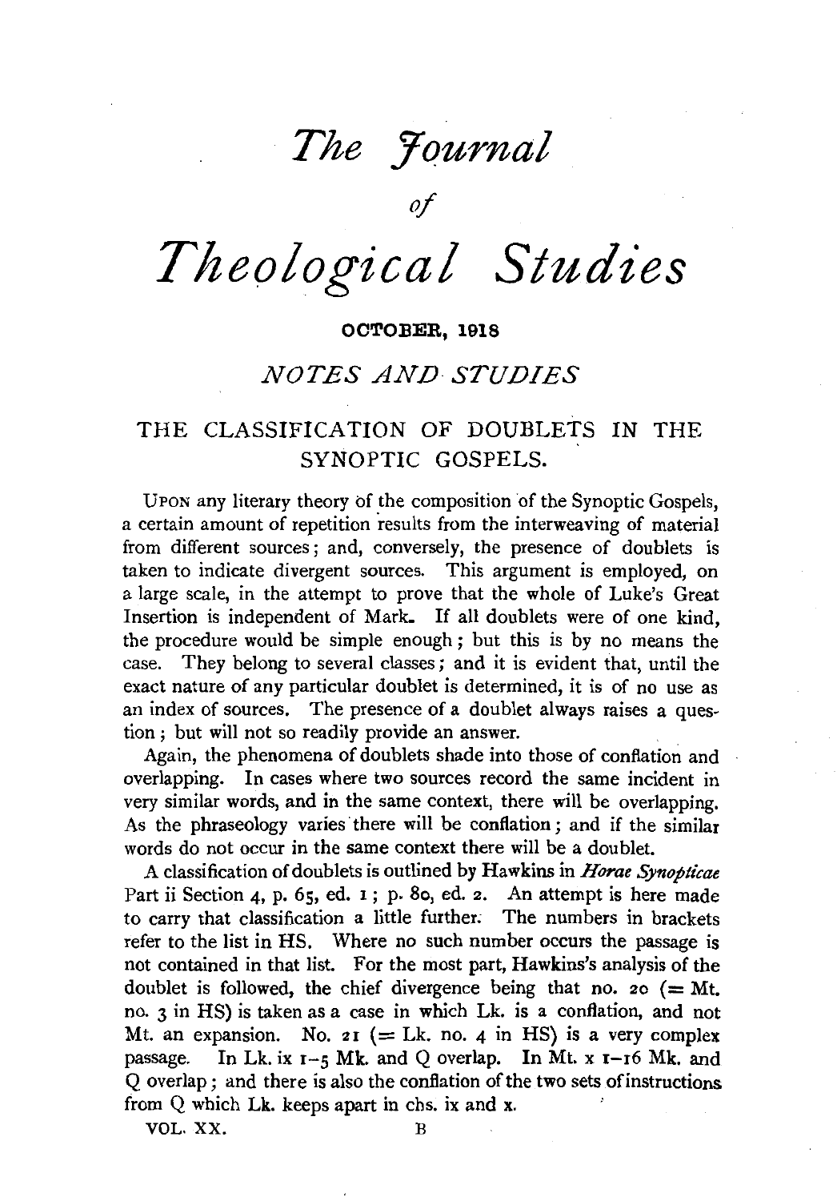# *The Journal of Theological Studies*

OCTOBER, 1918

## *NOTES AND STUDIES*

### THE CLASSIFICATION OF DOUBLETS IN THE SYNOPTIC GOSPELS.

UPON any literary theory of the composition of the Synoptic Gospels, a certain amount of repetition results from the interweaving of material from different sources; and, conversely, the presence of doublets is taken to indicate divergent sources. This argument is employed, on a large scale, in the attempt to prove that the whole of Luke's Great Insertion is independent of Mark. If all doublets were of one kind, the procedure would be simple enough; but this is by no means the case. They belong to several classes; and it is evident that, until the exact nature of any particular doublet is determined, it is of no use as an index of sources. The presence of a doublet always raises a question; but will not so readily provide an answer.

Again, the phenomena of doublets shade into those of conflation and overlapping. In cases where two sources record the same incident in very similar words, and in the same context, there will be overlapping. As the phraseology varies there will be conflation; and if the similar words do not occur in the same context there will be a doublet.

A classification of doublets is outlined by Hawkins in *Horae Synopticae* Part ii Section 4, p. 65, ed. 1; p. 80, ed. 2. An attempt is here made to carry that classification a little further. The numbers in brackets refer to the list in HS. Where no such number occurs the passage is not contained in that list. For the most part, Hawkins's analysis of the doublet is followed, the chief divergence being that no. 20 (= Mt. no. 3 in HS) is taken as a case in which Lk. is a conflation, and not Mt. an expansion. No. 21 (= Lk. no. 4 in HS) is a very complex passage. In Lk. ix 1–5 Mk. and Q overlap. In Mt. x 1–16 Mk. and Q overlap; and there is also the conflation of the two sets of instructions from Q which Lk. keeps apart in chs. ix and x.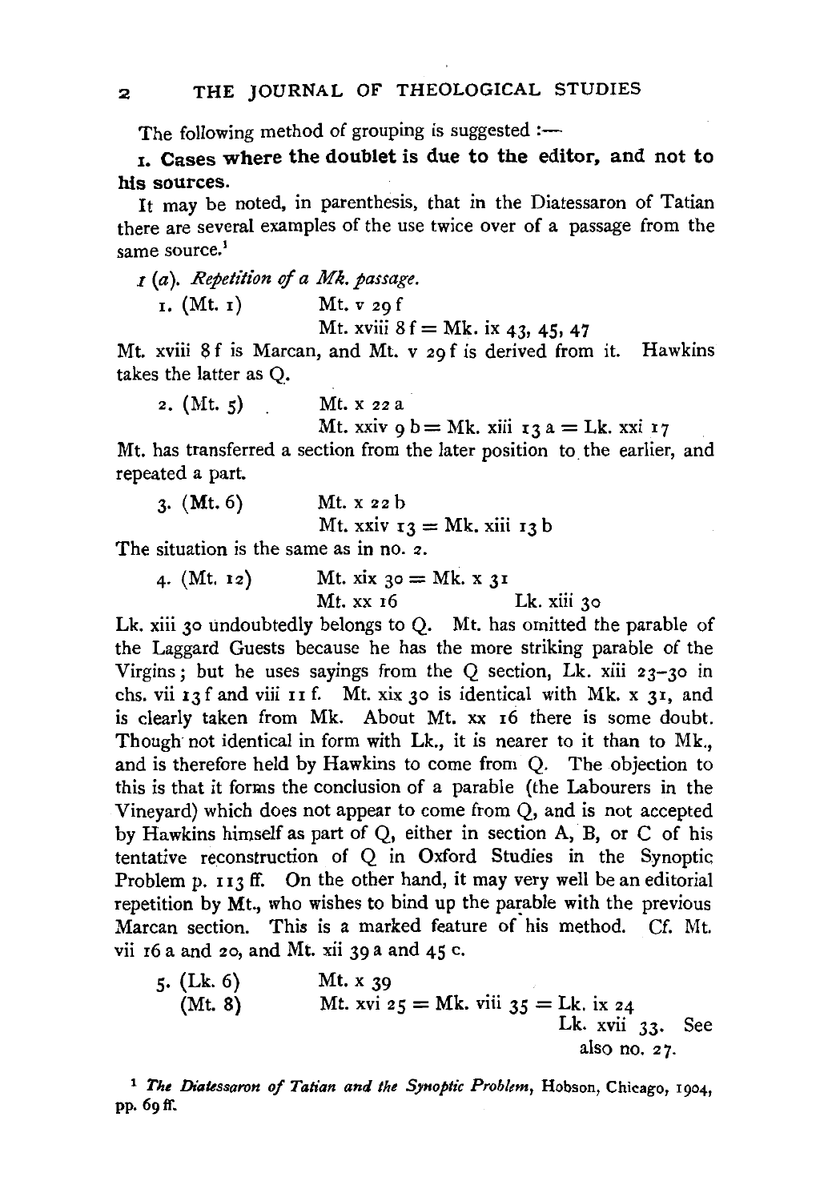The following method of grouping is suggested :—

**1. Cases where the doublet is due to the editor, and not to his sources.**

It may be noted, in parenthesis, that in the Diatessaron of Tatian there are several examples of the use twice over of a passage from the same source.[1]

*1 (a). Repetition of a Mk. passage.*

1. (Mt. 1) Mt. v 29 f
   Mt. xviii 8 f = Mk. ix 43, 45, 47

Mt. xviii 8 f is Marcan, and Mt. v 29 f is derived from it. Hawkins takes the latter as Q.

2. (Mt. 5) Mt. x 22 a
   Mt. xxiv 9 b = Mk. xiii 13 a = Lk. xxi 17

Mt. has transferred a section from the later position to the earlier, and repeated a part.

3. (Mt. 6) Mt. x 22 b
   Mt. xxiv 13 = Mk. xiii 13 b

The situation is the same as in no. 2.

4. (Mt. 12) Mt. xix 30 = Mk. x 31
   Mt. xx 16 Lk. xiii 30

Lk. xiii 30 undoubtedly belongs to Q. Mt. has omitted the parable of the Laggard Guests because he has the more striking parable of the Virgins; but he uses sayings from the Q section, Lk. xiii 23–30 in chs. vii 13 f and viii 11 f. Mt. xix 30 is identical with Mk. x 31, and is clearly taken from Mk. About Mt. xx 16 there is some doubt. Though not identical in form with Lk., it is nearer to it than to Mk., and is therefore held by Hawkins to come from Q. The objection to this is that it forms the conclusion of a parable (the Labourers in the Vineyard) which does not appear to come from Q, and is not accepted by Hawkins himself as part of Q, either in section A, B, or C of his tentative reconstruction of Q in Oxford Studies in the Synoptic Problem p. 113 ff. On the other hand, it may very well be an editorial repetition by Mt., who wishes to bind up the parable with the previous Marcan section. This is a marked feature of his method. Cf. Mt. vii 16 a and 20, and Mt. xii 39 a and 45 c.

5. (Lk. 6) Mt. x 39
   (Mt. 8) Mt. xvi 25 = Mk. viii 35 = Lk. ix 24
   Lk. xvii 33. See also no. 27.

[1] *The Diatessaron of Tatian and the Synoptic Problem*, Hobson, Chicago, 1904, pp. 69 ff.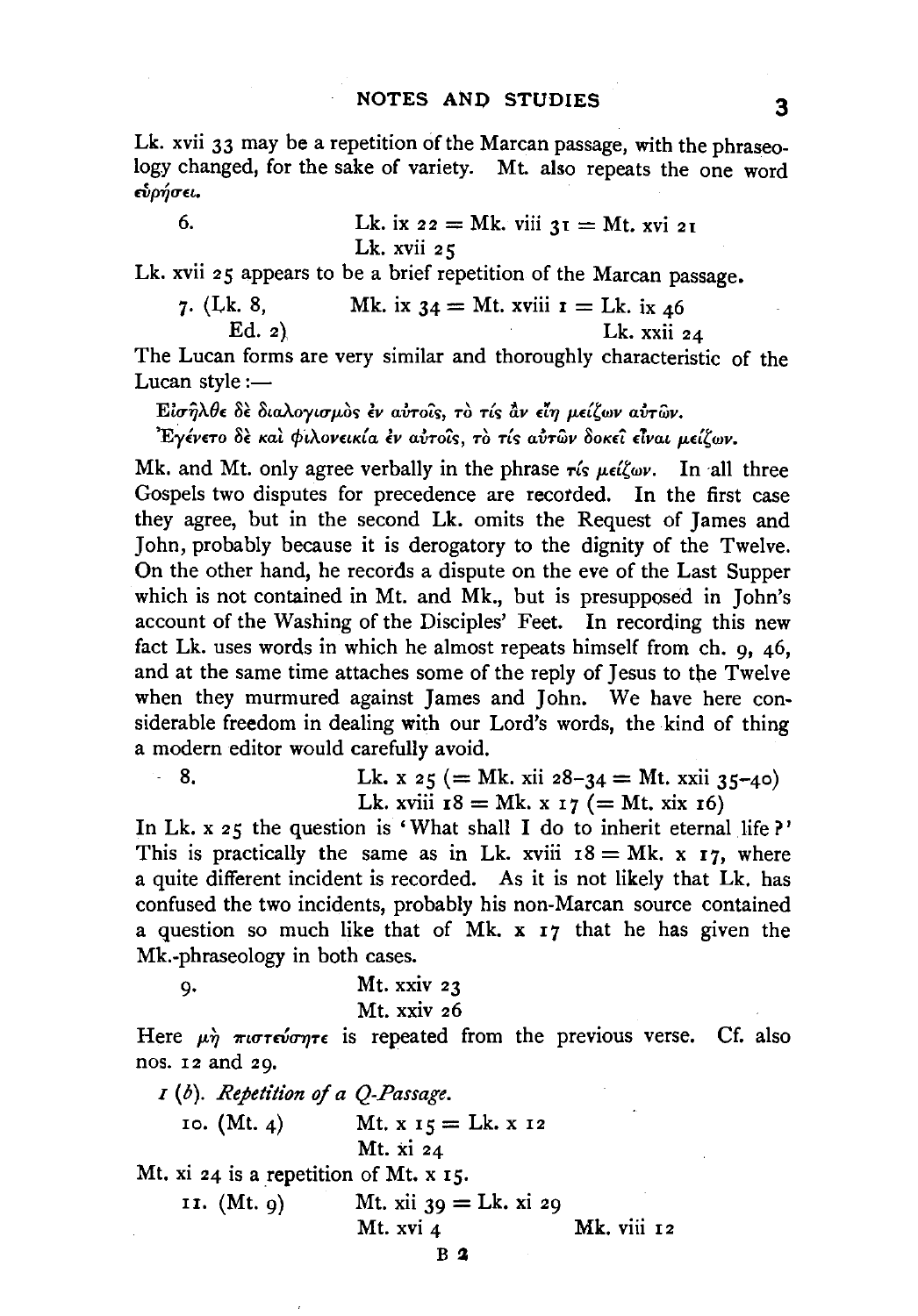Lk. xvii 33 may be a repetition of the Marcan passage, with the phraseology changed, for the sake of variety. Mt. also repeats the one word εὑρήσει.

6. Lk. ix 22 = Mk. viii 31 = Mt. xvi 21
   Lk. xvii 25

Lk. xvii 25 appears to be a brief repetition of the Marcan passage.

7. (Lk. 8, Ed. 2) Mk. ix 34 = Mt. xviii 1 = Lk. ix 46
   Lk. xxii 24

The Lucan forms are very similar and thoroughly characteristic of the Lucan style:—

Εἰσῆλθε δὲ διαλογισμὸς ἐν αὐτοῖς, τὸ τίς ἂν εἴη μείζων αὐτῶν.
Ἐγένετο δὲ καὶ φιλονεικία ἐν αὐτοῖς, τὸ τίς αὐτῶν δοκεῖ εἶναι μείζων.

Mk. and Mt. only agree verbally in the phrase τίς μείζων. In all three Gospels two disputes for precedence are recorded. In the first case they agree, but in the second Lk. omits the Request of James and John, probably because it is derogatory to the dignity of the Twelve. On the other hand, he records a dispute on the eve of the Last Supper which is not contained in Mt. and Mk., but is presupposed in John's account of the Washing of the Disciples' Feet. In recording this new fact Lk. uses words in which he almost repeats himself from ch. 9, 46, and at the same time attaches some of the reply of Jesus to the Twelve when they murmured against James and John. We have here considerable freedom in dealing with our Lord's words, the kind of thing a modern editor would carefully avoid.

8. Lk. x 25 (= Mk. xii 28–34 = Mt. xxii 35–40)
   Lk. xviii 18 = Mk. x 17 (= Mt. xix 16)

In Lk. x 25 the question is 'What shall I do to inherit eternal life?' This is practically the same as in Lk. xviii 18 = Mk. x 17, where a quite different incident is recorded. As it is not likely that Lk. has confused the two incidents, probably his non-Marcan source contained a question so much like that of Mk. x 17 that he has given the Mk.-phraseology in both cases.

9. Mt. xxiv 23
   Mt. xxiv 26

Here μὴ πιστεύσητε is repeated from the previous verse. Cf. also nos. 12 and 29.

*1 (b). Repetition of a Q-Passage.*

10. (Mt. 4) Mt. x 15 = Lk. x 12
    Mt. xi 24

Mt. xi 24 is a repetition of Mt. x 15.

11. (Mt. 9) Mt. xii 39 = Lk. xi 29
    Mt. xvi 4 Mk. viii 12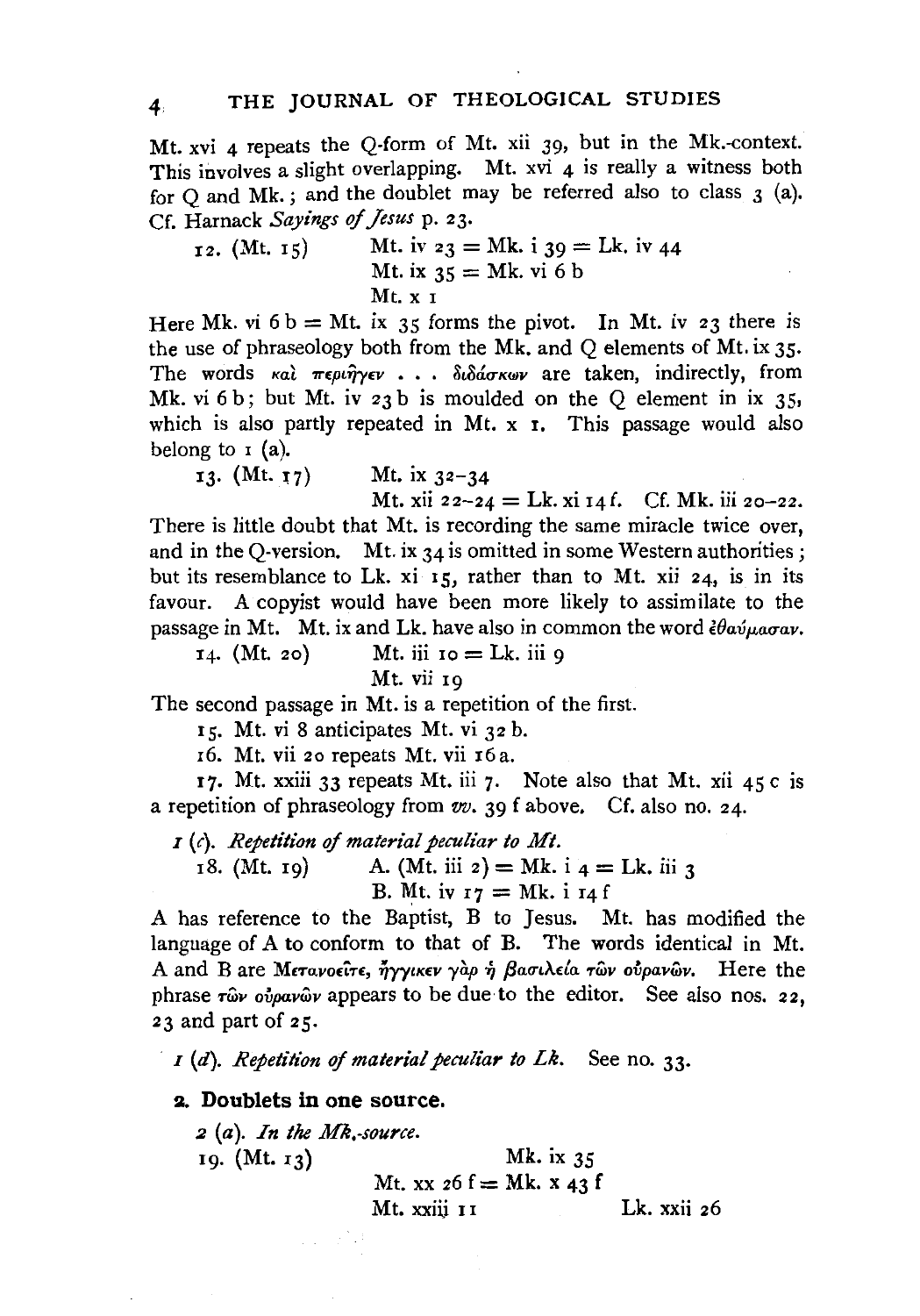Mt. xvi 4 repeats the Q-form of Mt. xii 39, but in the Mk.-context. This involves a slight overlapping. Mt. xvi 4 is really a witness both for Q and Mk.; and the doublet may be referred also to class 3 (a). Cf. Harnack *Sayings of Jesus* p. 23.

12. (Mt. 15) Mt. iv 23 = Mk. i 39 = Lk. iv 44
    Mt. ix 35 = Mk. vi 6 b
    Mt. x 1

Here Mk. vi 6 b = Mt. ix 35 forms the pivot. In Mt. iv 23 there is the use of phraseology both from the Mk. and Q elements of Mt. ix 35. The words καὶ περιῆγεν . . . διδάσκων are taken, indirectly, from Mk. vi 6 b; but Mt. iv 23 b is moulded on the Q element in ix 35, which is also partly repeated in Mt. x 1. This passage would also belong to 1 (a).

13. (Mt. 17) Mt. ix 32–34
    Mt. xii 22–24 = Lk. xi 14 f. Cf. Mk. iii 20–22.

There is little doubt that Mt. is recording the same miracle twice over, and in the Q-version. Mt. ix 34 is omitted in some Western authorities; but its resemblance to Lk. xi 15, rather than to Mt. xii 24, is in its favour. A copyist would have been more likely to assimilate to the passage in Mt. Mt. ix and Lk. have also in common the word ἐθαύμασαν.

14. (Mt. 20) Mt. iii 10 = Lk. iii 9
    Mt. vii 19

The second passage in Mt. is a repetition of the first.

15. Mt. vi 8 anticipates Mt. vi 32 b.

16. Mt. vii 20 repeats Mt. vii 16 a.

17. Mt. xxiii 33 repeats Mt. iii 7. Note also that Mt. xii 45 c is a repetition of phraseology from *vv.* 39 f above. Cf. also no. 24.

*1 (c). Repetition of material peculiar to Mt.*

18. (Mt. 19) A. (Mt. iii 2) = Mk. i 4 = Lk. iii 3
    B. Mt. iv 17 = Mk. i 14 f

A has reference to the Baptist, B to Jesus. Mt. has modified the language of A to conform to that of B. The words identical in Mt. A and B are Μετανοεῖτε, ἤγγικεν γὰρ ἡ βασιλεία τῶν οὐρανῶν. Here the phrase τῶν οὐρανῶν appears to be due to the editor. See also nos. 22, 23 and part of 25.

*1 (d). Repetition of material peculiar to Lk.* See no. 33.

## 2. Doublets in one source.

*2 (a). In the Mk.-source.*

19. (Mt. 13) Mk. ix 35
    Mt. xx 26 f = Mk. x 43 f
    Mt. xxiii 11 Lk. xxii 26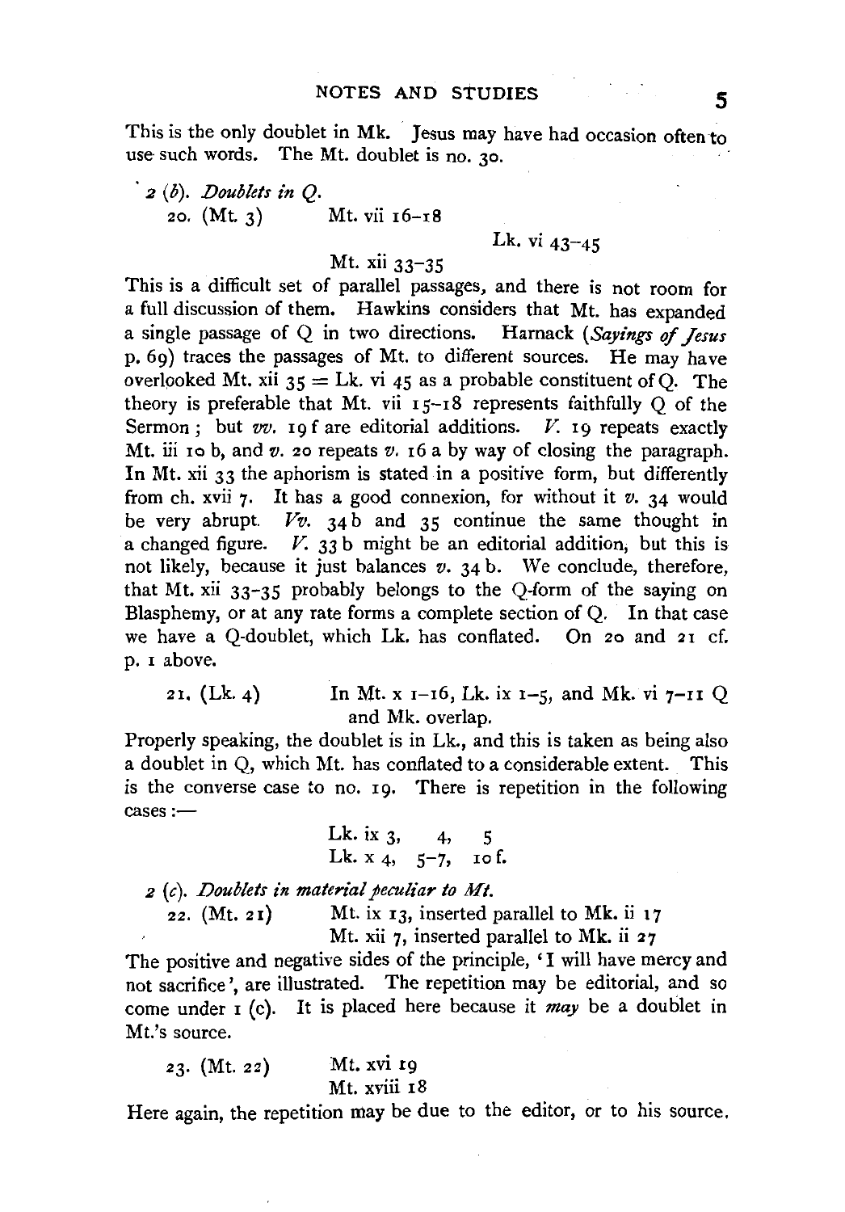This is the only doublet in Mk. Jesus may have had occasion often to use such words. The Mt. doublet is no. 30.

2 (*b*). *Doublets in Q.*

20. (Mt. 3) Mt. vii 16–18
Lk. vi 43–45
Mt. xii 33–35

This is a difficult set of parallel passages, and there is not room for a full discussion of them. Hawkins considers that Mt. has expanded a single passage of Q in two directions. Harnack (*Sayings of Jesus* p. 69) traces the passages of Mt. to different sources. He may have overlooked Mt. xii 35 = Lk. vi 45 as a probable constituent of Q. The theory is preferable that Mt. vii 15–18 represents faithfully Q of the Sermon; but *vv.* 19 f are editorial additions. *V.* 19 repeats exactly Mt. iii 10 b, and *v.* 20 repeats *v.* 16 a by way of closing the paragraph. In Mt. xii 33 the aphorism is stated in a positive form, but differently from ch. xvii 7. It has a good connexion, for without it *v.* 34 would be very abrupt. *Vv.* 34 b and 35 continue the same thought in a changed figure. *V.* 33 b might be an editorial addition, but this is not likely, because it just balances *v.* 34 b. We conclude, therefore, that Mt. xii 33–35 probably belongs to the Q-form of the saying on Blasphemy, or at any rate forms a complete section of Q. In that case we have a Q-doublet, which Lk. has conflated. On 20 and 21 cf. p. 1 above.

21. (Lk. 4) In Mt. x 1–16, Lk. ix 1–5, and Mk. vi 7–11 Q and Mk. overlap.

Properly speaking, the doublet is in Lk., and this is taken as being also a doublet in Q, which Mt. has conflated to a considerable extent. This is the converse case to no. 19. There is repetition in the following cases:—

Lk. ix 3, 4, 5
Lk. x 4, 5–7, 10 f.

2 (*c*). *Doublets in material peculiar to Mt.*

22. (Mt. 21) Mt. ix 13, inserted parallel to Mk. ii 17
Mt. xii 7, inserted parallel to Mk. ii 27

The positive and negative sides of the principle, 'I will have mercy and not sacrifice', are illustrated. The repetition may be editorial, and so come under 1 (c). It is placed here because it *may* be a doublet in Mt.'s source.

23. (Mt. 22) Mt. xvi 19
Mt. xviii 18

Here again, the repetition may be due to the editor, or to his source.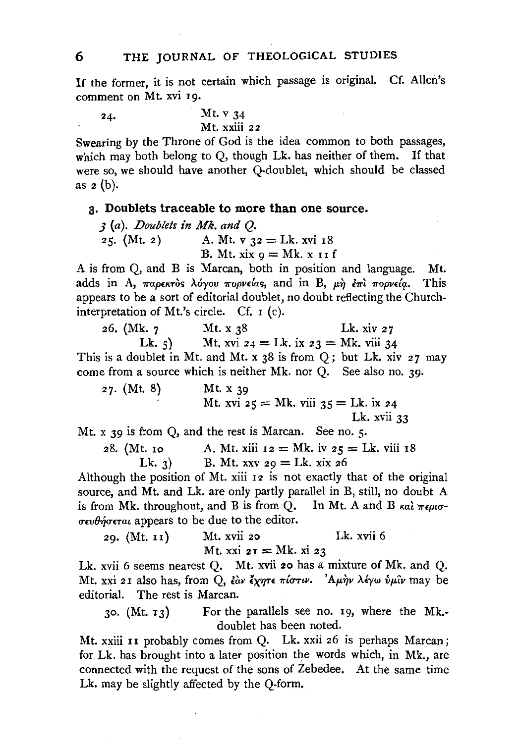If the former, it is not certain which passage is original. Cf. Allen's comment on Mt. xvi 19.

24. Mt. v 34
Mt. xxiii 22

Swearing by the Throne of God is the idea common to both passages, which may both belong to Q, though Lk. has neither of them. If that were so, we should have another Q-doublet, which should be classed as 2 (b).

### 3. Doublets traceable to more than one source.

*3 (a). Doublets in Mk. and Q.*

25. (Mt. 2) A. Mt. v 32 = Lk. xvi 18
B. Mt. xix 9 = Mk. x 11 f

A is from Q, and B is Marcan, both in position and language. Mt. adds in A, παρεκτὸς λόγου πορνείας, and in B, μὴ ἐπὶ πορνείᾳ. This appears to be a sort of editorial doublet, no doubt reflecting the Church-interpretation of Mt.'s circle. Cf. 1 (c).

26. (Mk. 7 Lk. 5) Mt. x 38 Lk. xiv 27
Mt. xvi 24 = Lk. ix 23 = Mk. viii 34

This is a doublet in Mt. and Mt. x 38 is from Q; but Lk. xiv 27 may come from a source which is neither Mk. nor Q. See also no. 39.

27. (Mt. 8) Mt. x 39
Mt. xvi 25 = Mk. viii 35 = Lk. ix 24
Lk. xvii 33

Mt. x 39 is from Q, and the rest is Marcan. See no. 5.

28. (Mt. 10 Lk. 3) A. Mt. xiii 12 = Mk. iv 25 = Lk. viii 18
B. Mt. xxv 29 = Lk. xix 26

Although the position of Mt. xiii 12 is not exactly that of the original source, and Mt. and Lk. are only partly parallel in B, still, no doubt A is from Mk. throughout, and B is from Q. In Mt. A and B καὶ περισσευθήσεται appears to be due to the editor.

29. (Mt. 11) Mt. xvii 20 Lk. xvii 6
Mt. xxi 21 = Mk. xi 23

Lk. xvii 6 seems nearest Q. Mt. xvii 20 has a mixture of Mk. and Q. Mt. xxi 21 also has, from Q, ἐὰν ἔχητε πίστιν. Ἀμὴν λέγω ὑμῖν may be editorial. The rest is Marcan.

30. (Mt. 13) For the parallels see no. 19, where the Mk.-doublet has been noted.

Mt. xxiii 11 probably comes from Q. Lk. xxii 26 is perhaps Marcan; for Lk. has brought into a later position the words which, in Mk., are connected with the request of the sons of Zebedee. At the same time Lk. may be slightly affected by the Q-form.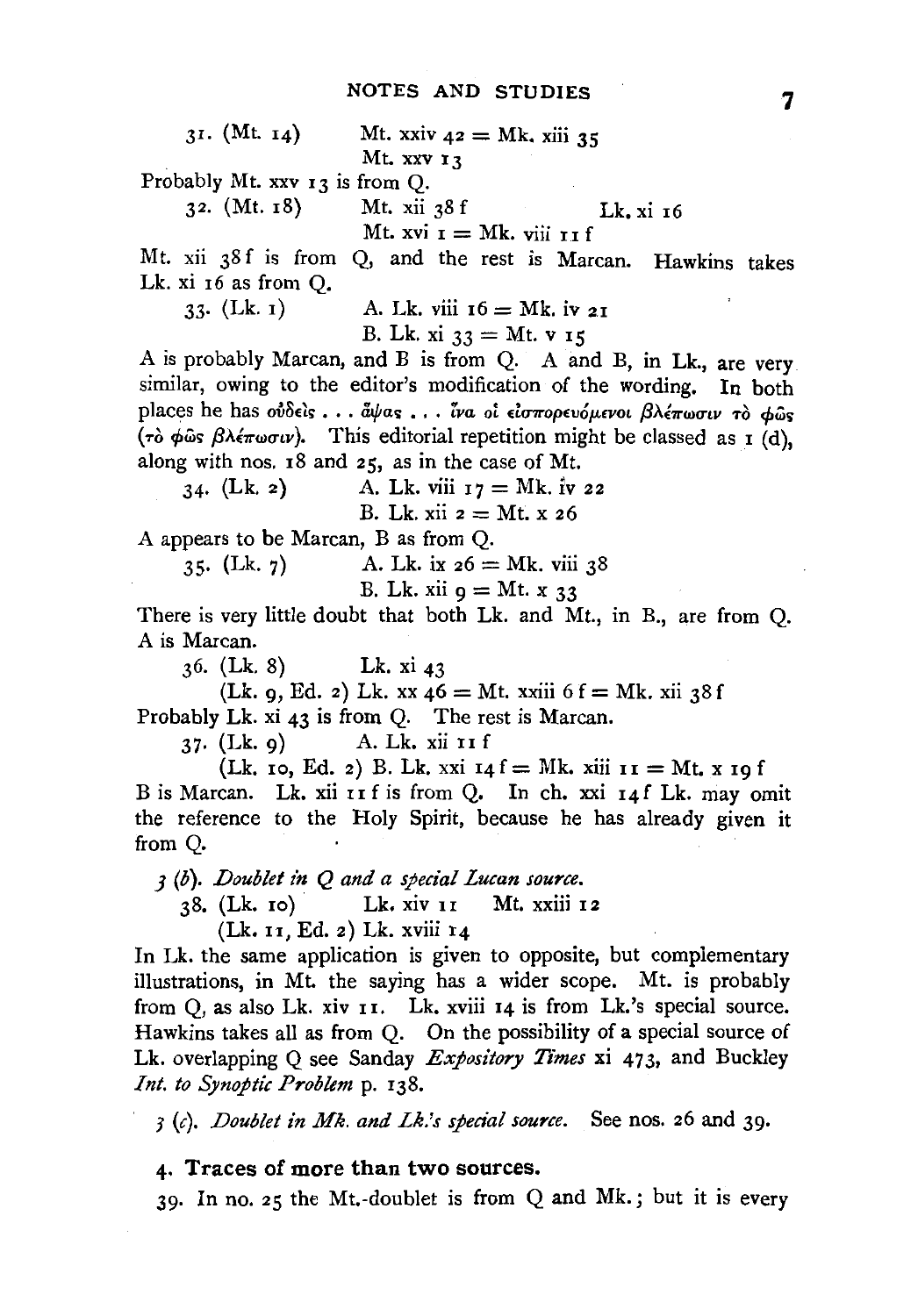31. (Mt. 14) Mt. xxiv 42 = Mk. xiii 35
Mt. xxv 13

Probably Mt. xxv 13 is from Q.

32. (Mt. 18) Mt. xii 38 f Lk. xi 16
Mt. xvi 1 = Mk. viii 11 f

Mt. xii 38 f is from Q, and the rest is Marcan. Hawkins takes Lk. xi 16 as from Q.

33. (Lk. 1) A. Lk. viii 16 = Mk. iv 21
B. Lk. xi 33 = Mt. v 15

A is probably Marcan, and B is from Q. A and B, in Lk., are very similar, owing to the editor's modification of the wording. In both places he has οὐδεὶς . . . ἅψας . . . ἵνα οἱ εἰσπορευόμενοι βλέπωσιν τὸ φῶς (τὸ φῶς βλέπωσιν). This editorial repetition might be classed as 1 (d), along with nos. 18 and 25, as in the case of Mt.

34. (Lk. 2) A. Lk. viii 17 = Mk. iv 22
B. Lk. xii 2 = Mt. x 26

A appears to be Marcan, B as from Q.

35. (Lk. 7) A. Lk. ix 26 = Mk. viii 38
B. Lk. xii 9 = Mt. x 33

There is very little doubt that both Lk. and Mt., in B., are from Q. A is Marcan.

36. (Lk. 8) Lk. xi 43
(Lk. 9, Ed. 2) Lk. xx 46 = Mt. xxiii 6 f = Mk. xii 38 f

Probably Lk. xi 43 is from Q. The rest is Marcan.

37. (Lk. 9) A. Lk. xii 11 f
(Lk. 10, Ed. 2) B. Lk. xxi 14 f = Mk. xiii 11 = Mt. x 19 f

B is Marcan. Lk. xii 11 f is from Q. In ch. xxi 14 f Lk. may omit the reference to the Holy Spirit, because he has already given it from Q.

*3 (b). Doublet in Q and a special Lucan source.*

38. (Lk. 10) Lk. xiv 11 Mt. xxiii 12
(Lk. 11, Ed. 2) Lk. xviii 14

In Lk. the same application is given to opposite, but complementary illustrations, in Mt. the saying has a wider scope. Mt. is probably from Q, as also Lk. xiv 11. Lk. xviii 14 is from Lk.'s special source. Hawkins takes all as from Q. On the possibility of a special source of Lk. overlapping Q see Sanday *Expository Times* xi 473, and Buckley *Int. to Synoptic Problem* p. 138.

*3 (c). Doublet in Mk. and Lk.'s special source.* See nos. 26 and 39.

## 4. Traces of more than two sources.

39. In no. 25 the Mt.-doublet is from Q and Mk.; but it is every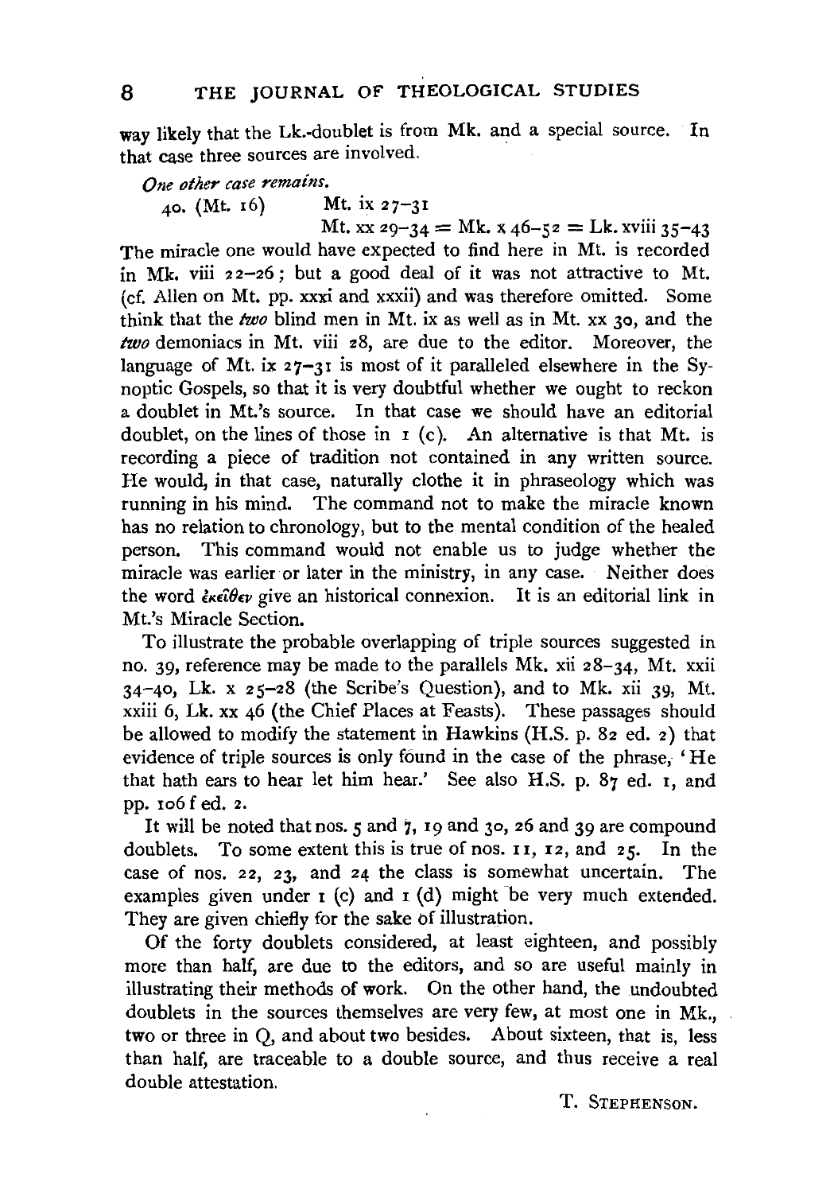way likely that the Lk.-doublet is from Mk. and a special source. In that case three sources are involved.

*One other case remains.*

40. (Mt. 16) Mt. ix 27–31

Mt. xx 29–34 = Mk. x 46–52 = Lk. xviii 35–43

The miracle one would have expected to find here in Mt. is recorded in Mk. viii 22–26; but a good deal of it was not attractive to Mt. (cf. Allen on Mt. pp. xxxi and xxxii) and was therefore omitted. Some think that the *two* blind men in Mt. ix as well as in Mt. xx 30, and the *two* demoniacs in Mt. viii 28, are due to the editor. Moreover, the language of Mt. ix 27–31 is most of it paralleled elsewhere in the Synoptic Gospels, so that it is very doubtful whether we ought to reckon a doublet in Mt.'s source. In that case we should have an editorial doublet, on the lines of those in 1 (c). An alternative is that Mt. is recording a piece of tradition not contained in any written source. He would, in that case, naturally clothe it in phraseology which was running in his mind. The command not to make the miracle known has no relation to chronology, but to the mental condition of the healed person. This command would not enable us to judge whether the miracle was earlier or later in the ministry, in any case. Neither does the word ἐκεῖθεν give an historical connexion. It is an editorial link in Mt.'s Miracle Section.

To illustrate the probable overlapping of triple sources suggested in no. 39, reference may be made to the parallels Mk. xii 28–34, Mt. xxii 34–40, Lk. x 25–28 (the Scribe's Question), and to Mk. xii 39, Mt. xxiii 6, Lk. xx 46 (the Chief Places at Feasts). These passages should be allowed to modify the statement in Hawkins (H.S. p. 82 ed. 2) that evidence of triple sources is only found in the case of the phrase, 'He that hath ears to hear let him hear.' See also H.S. p. 87 ed. 1, and pp. 106 f ed. 2.

It will be noted that nos. 5 and 7, 19 and 30, 26 and 39 are compound doublets. To some extent this is true of nos. 11, 12, and 25. In the case of nos. 22, 23, and 24 the class is somewhat uncertain. The examples given under 1 (c) and 1 (d) might be very much extended. They are given chiefly for the sake of illustration.

Of the forty doublets considered, at least eighteen, and possibly more than half, are due to the editors, and so are useful mainly in illustrating their methods of work. On the other hand, the undoubted doublets in the sources themselves are very few, at most one in Mk., two or three in Q, and about two besides. About sixteen, that is, less than half, are traceable to a double source, and thus receive a real double attestation.

T. STEPHENSON.